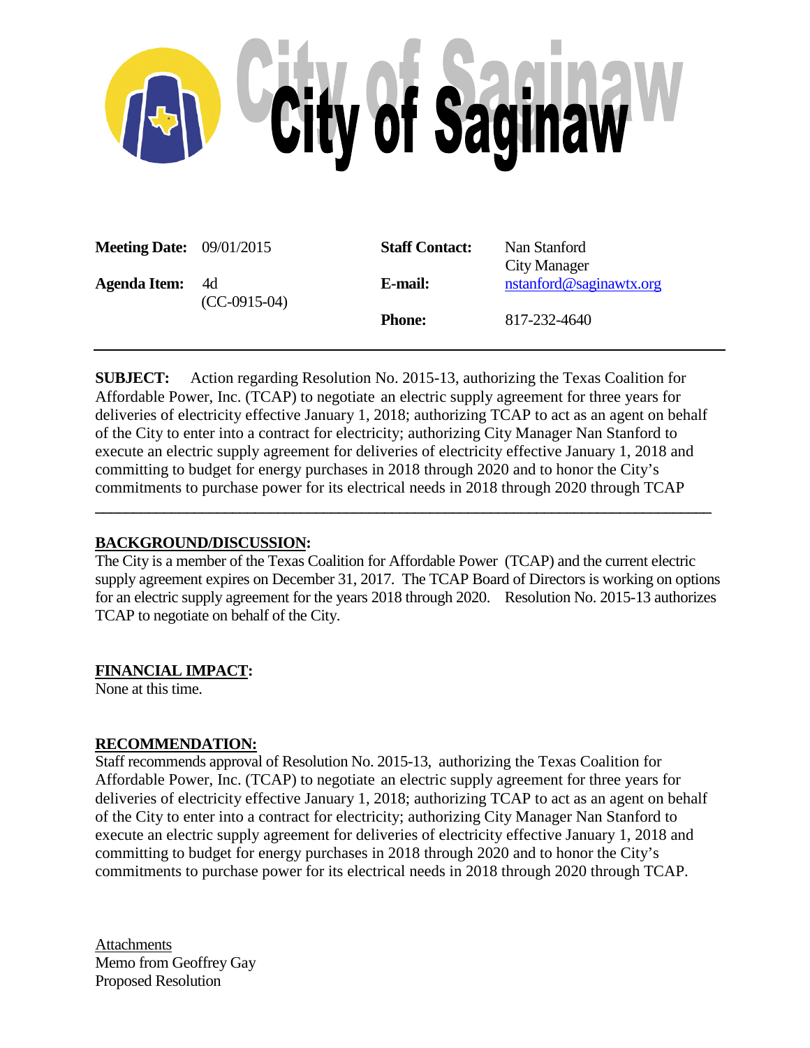# City of Saginaw

| **Meeting Date:** | 09/01/2015 | **Staff Contact:** | Nan Stanford<br>City Manager |
|---|---|---|---|
| **Agenda Item:** | 4d<br>(CC-0915-04) | **E-mail:** | nstanford@saginawtx.org |
| | | **Phone:** | 817-232-4640 |

**SUBJECT:** Action regarding Resolution No. 2015-13, authorizing the Texas Coalition for Affordable Power, Inc. (TCAP) to negotiate an electric supply agreement for three years for deliveries of electricity effective January 1, 2018; authorizing TCAP to act as an agent on behalf of the City to enter into a contract for electricity; authorizing City Manager Nan Stanford to execute an electric supply agreement for deliveries of electricity effective January 1, 2018 and committing to budget for energy purchases in 2018 through 2020 and to honor the City's commitments to purchase power for its electrical needs in 2018 through 2020 through TCAP

---

**BACKGROUND/DISCUSSION:**

The City is a member of the Texas Coalition for Affordable Power (TCAP) and the current electric supply agreement expires on December 31, 2017. The TCAP Board of Directors is working on options for an electric supply agreement for the years 2018 through 2020. Resolution No. 2015-13 authorizes TCAP to negotiate on behalf of the City.

**FINANCIAL IMPACT:**

None at this time.

**RECOMMENDATION:**

Staff recommends approval of Resolution No. 2015-13, authorizing the Texas Coalition for Affordable Power, Inc. (TCAP) to negotiate an electric supply agreement for three years for deliveries of electricity effective January 1, 2018; authorizing TCAP to act as an agent on behalf of the City to enter into a contract for electricity; authorizing City Manager Nan Stanford to execute an electric supply agreement for deliveries of electricity effective January 1, 2018 and committing to budget for energy purchases in 2018 through 2020 and to honor the City's commitments to purchase power for its electrical needs in 2018 through 2020 through TCAP.

Attachments
Memo from Geoffrey Gay
Proposed Resolution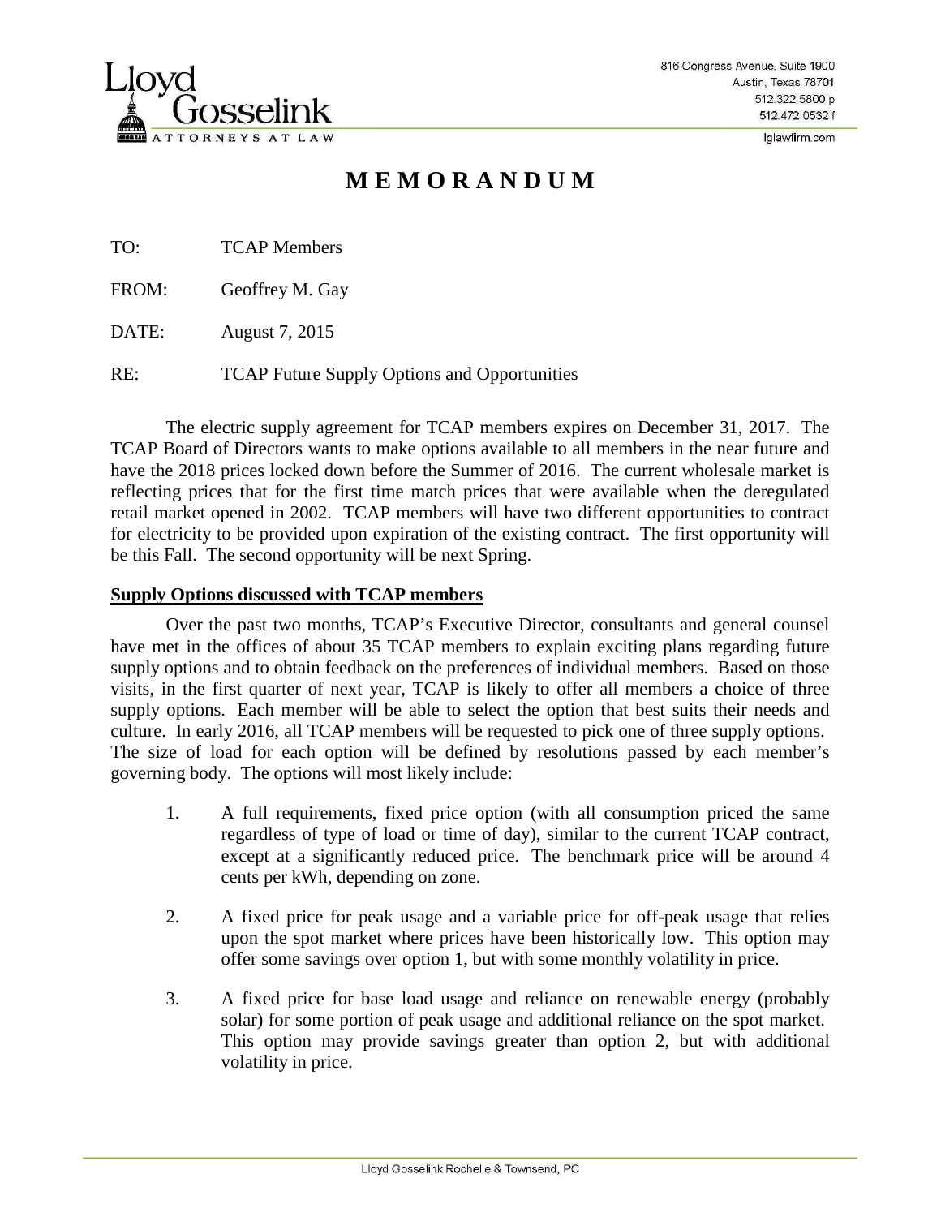Lloyd Gosselink ATTORNEYS AT LAW

816 Congress Avenue, Suite 1900
Austin, Texas 78701
512.322.5800 p
512.472.0532 f
lglawfirm.com

# MEMORANDUM

TO: TCAP Members

FROM: Geoffrey M. Gay

DATE: August 7, 2015

RE: TCAP Future Supply Options and Opportunities

The electric supply agreement for TCAP members expires on December 31, 2017. The TCAP Board of Directors wants to make options available to all members in the near future and have the 2018 prices locked down before the Summer of 2016. The current wholesale market is reflecting prices that for the first time match prices that were available when the deregulated retail market opened in 2002. TCAP members will have two different opportunities to contract for electricity to be provided upon expiration of the existing contract. The first opportunity will be this Fall. The second opportunity will be next Spring.

**Supply Options discussed with TCAP members**

Over the past two months, TCAP's Executive Director, consultants and general counsel have met in the offices of about 35 TCAP members to explain exciting plans regarding future supply options and to obtain feedback on the preferences of individual members. Based on those visits, in the first quarter of next year, TCAP is likely to offer all members a choice of three supply options. Each member will be able to select the option that best suits their needs and culture. In early 2016, all TCAP members will be requested to pick one of three supply options. The size of load for each option will be defined by resolutions passed by each member's governing body. The options will most likely include:

1. A full requirements, fixed price option (with all consumption priced the same regardless of type of load or time of day), similar to the current TCAP contract, except at a significantly reduced price. The benchmark price will be around 4 cents per kWh, depending on zone.

2. A fixed price for peak usage and a variable price for off-peak usage that relies upon the spot market where prices have been historically low. This option may offer some savings over option 1, but with some monthly volatility in price.

3. A fixed price for base load usage and reliance on renewable energy (probably solar) for some portion of peak usage and additional reliance on the spot market. This option may provide savings greater than option 2, but with additional volatility in price.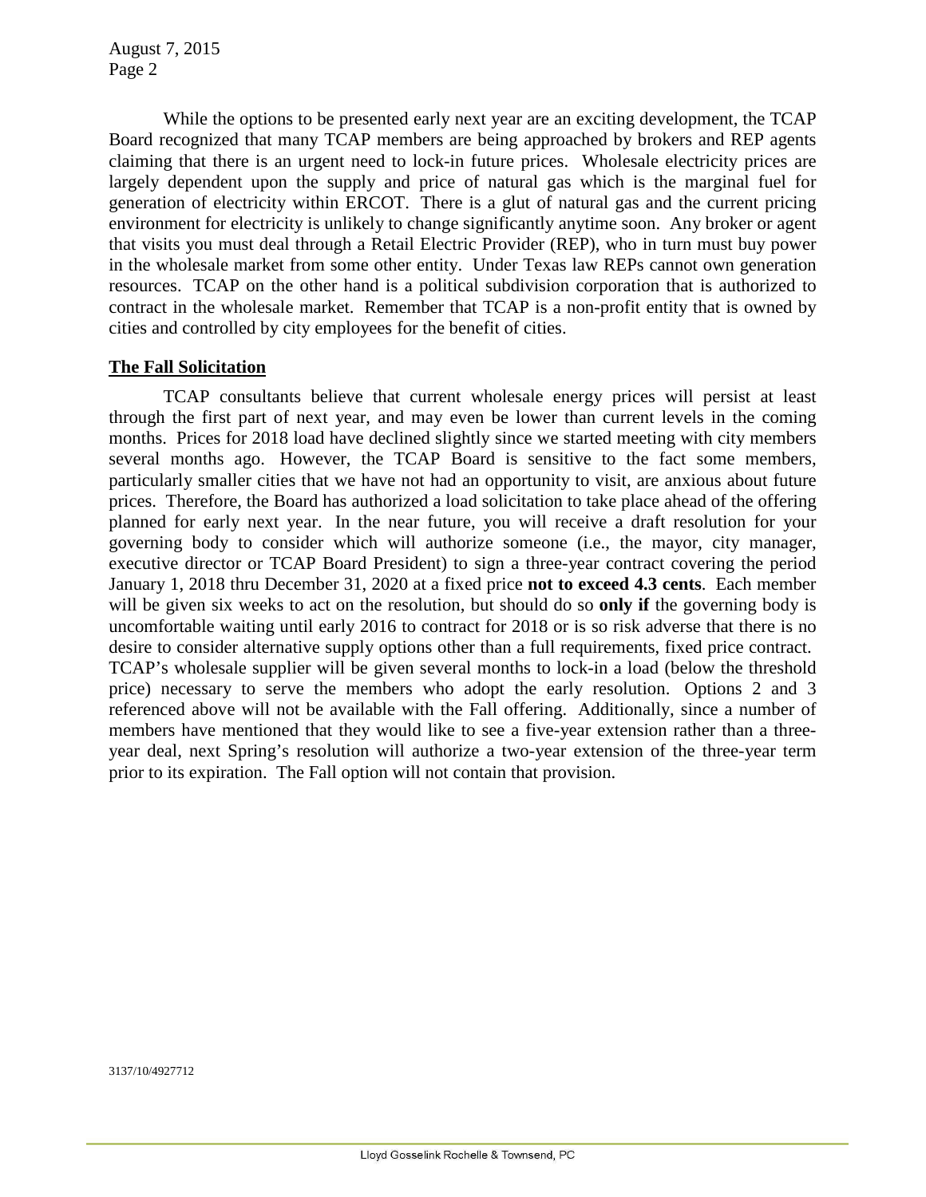While the options to be presented early next year are an exciting development, the TCAP Board recognized that many TCAP members are being approached by brokers and REP agents claiming that there is an urgent need to lock-in future prices. Wholesale electricity prices are largely dependent upon the supply and price of natural gas which is the marginal fuel for generation of electricity within ERCOT. There is a glut of natural gas and the current pricing environment for electricity is unlikely to change significantly anytime soon. Any broker or agent that visits you must deal through a Retail Electric Provider (REP), who in turn must buy power in the wholesale market from some other entity. Under Texas law REPs cannot own generation resources. TCAP on the other hand is a political subdivision corporation that is authorized to contract in the wholesale market. Remember that TCAP is a non-profit entity that is owned by cities and controlled by city employees for the benefit of cities.

## The Fall Solicitation

TCAP consultants believe that current wholesale energy prices will persist at least through the first part of next year, and may even be lower than current levels in the coming months. Prices for 2018 load have declined slightly since we started meeting with city members several months ago. However, the TCAP Board is sensitive to the fact some members, particularly smaller cities that we have not had an opportunity to visit, are anxious about future prices. Therefore, the Board has authorized a load solicitation to take place ahead of the offering planned for early next year. In the near future, you will receive a draft resolution for your governing body to consider which will authorize someone (i.e., the mayor, city manager, executive director or TCAP Board President) to sign a three-year contract covering the period January 1, 2018 thru December 31, 2020 at a fixed price **not to exceed 4.3 cents**. Each member will be given six weeks to act on the resolution, but should do so **only if** the governing body is uncomfortable waiting until early 2016 to contract for 2018 or is so risk adverse that there is no desire to consider alternative supply options other than a full requirements, fixed price contract. TCAP's wholesale supplier will be given several months to lock-in a load (below the threshold price) necessary to serve the members who adopt the early resolution. Options 2 and 3 referenced above will not be available with the Fall offering. Additionally, since a number of members have mentioned that they would like to see a five-year extension rather than a three-year deal, next Spring's resolution will authorize a two-year extension of the three-year term prior to its expiration. The Fall option will not contain that provision.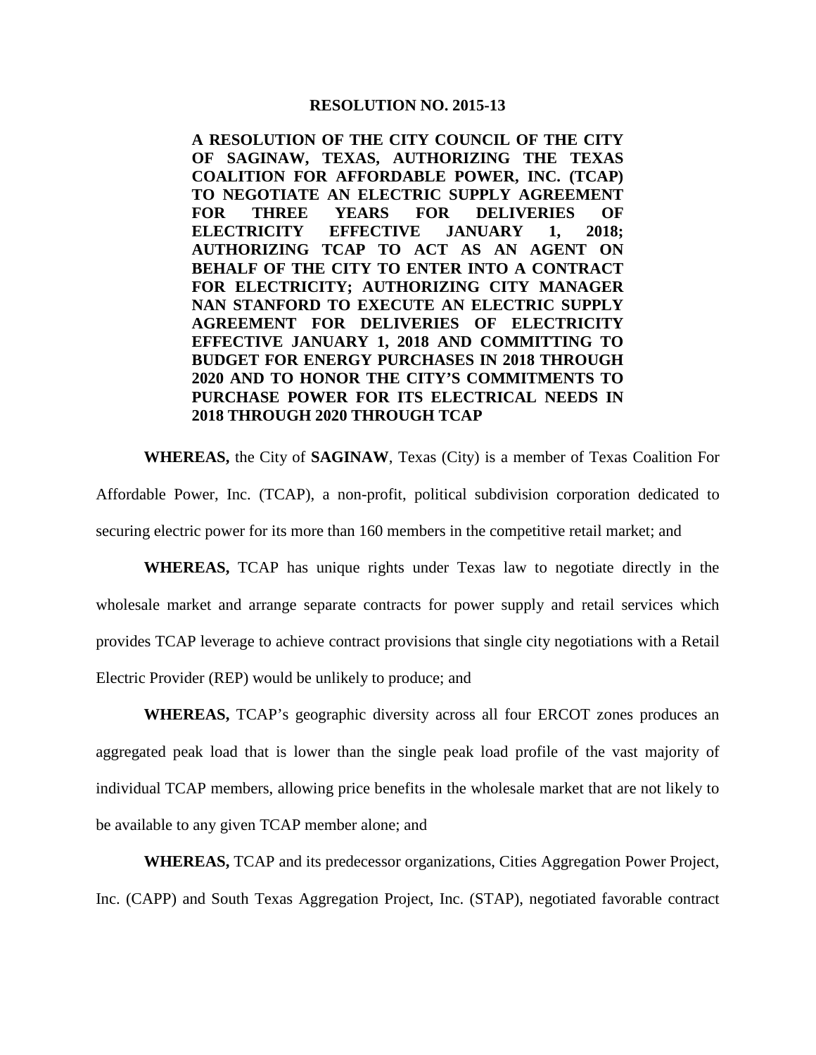**RESOLUTION NO. 2015-13**

**A RESOLUTION OF THE CITY COUNCIL OF THE CITY OF SAGINAW, TEXAS, AUTHORIZING THE TEXAS COALITION FOR AFFORDABLE POWER, INC. (TCAP) TO NEGOTIATE AN ELECTRIC SUPPLY AGREEMENT FOR THREE YEARS FOR DELIVERIES OF ELECTRICITY EFFECTIVE JANUARY 1, 2018; AUTHORIZING TCAP TO ACT AS AN AGENT ON BEHALF OF THE CITY TO ENTER INTO A CONTRACT FOR ELECTRICITY; AUTHORIZING CITY MANAGER NAN STANFORD TO EXECUTE AN ELECTRIC SUPPLY AGREEMENT FOR DELIVERIES OF ELECTRICITY EFFECTIVE JANUARY 1, 2018 AND COMMITTING TO BUDGET FOR ENERGY PURCHASES IN 2018 THROUGH 2020 AND TO HONOR THE CITY'S COMMITMENTS TO PURCHASE POWER FOR ITS ELECTRICAL NEEDS IN 2018 THROUGH 2020 THROUGH TCAP**

**WHEREAS,** the City of **SAGINAW**, Texas (City) is a member of Texas Coalition For Affordable Power, Inc. (TCAP), a non-profit, political subdivision corporation dedicated to securing electric power for its more than 160 members in the competitive retail market; and

**WHEREAS,** TCAP has unique rights under Texas law to negotiate directly in the wholesale market and arrange separate contracts for power supply and retail services which provides TCAP leverage to achieve contract provisions that single city negotiations with a Retail Electric Provider (REP) would be unlikely to produce; and

**WHEREAS,** TCAP's geographic diversity across all four ERCOT zones produces an aggregated peak load that is lower than the single peak load profile of the vast majority of individual TCAP members, allowing price benefits in the wholesale market that are not likely to be available to any given TCAP member alone; and

**WHEREAS,** TCAP and its predecessor organizations, Cities Aggregation Power Project, Inc. (CAPP) and South Texas Aggregation Project, Inc. (STAP), negotiated favorable contract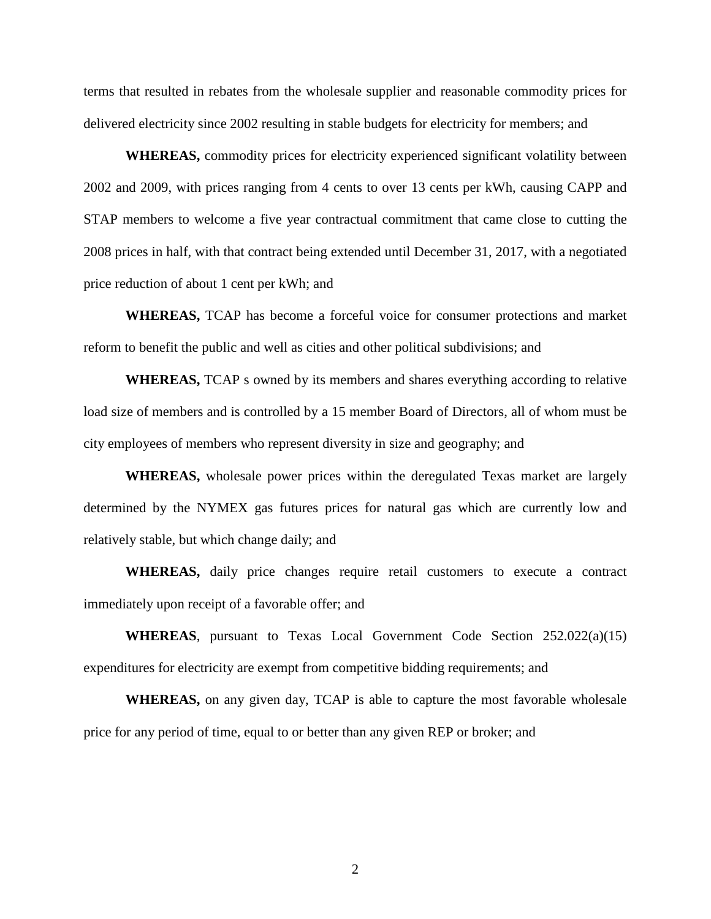terms that resulted in rebates from the wholesale supplier and reasonable commodity prices for delivered electricity since 2002 resulting in stable budgets for electricity for members; and

**WHEREAS,** commodity prices for electricity experienced significant volatility between 2002 and 2009, with prices ranging from 4 cents to over 13 cents per kWh, causing CAPP and STAP members to welcome a five year contractual commitment that came close to cutting the 2008 prices in half, with that contract being extended until December 31, 2017, with a negotiated price reduction of about 1 cent per kWh; and

**WHEREAS,** TCAP has become a forceful voice for consumer protections and market reform to benefit the public and well as cities and other political subdivisions; and

**WHEREAS,** TCAP s owned by its members and shares everything according to relative load size of members and is controlled by a 15 member Board of Directors, all of whom must be city employees of members who represent diversity in size and geography; and

**WHEREAS,** wholesale power prices within the deregulated Texas market are largely determined by the NYMEX gas futures prices for natural gas which are currently low and relatively stable, but which change daily; and

**WHEREAS,** daily price changes require retail customers to execute a contract immediately upon receipt of a favorable offer; and

**WHEREAS**, pursuant to Texas Local Government Code Section 252.022(a)(15) expenditures for electricity are exempt from competitive bidding requirements; and

**WHEREAS,** on any given day, TCAP is able to capture the most favorable wholesale price for any period of time, equal to or better than any given REP or broker; and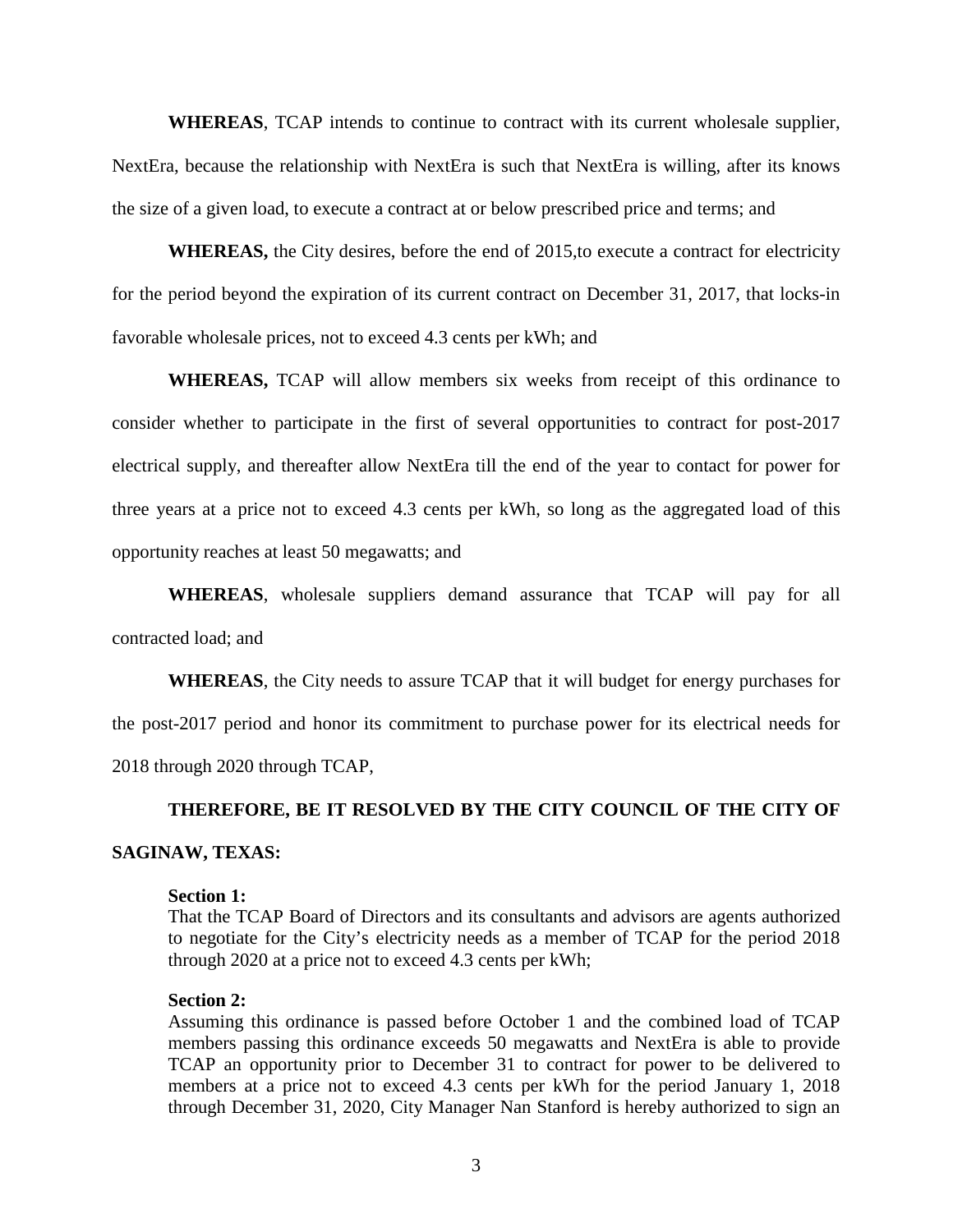**WHEREAS**, TCAP intends to continue to contract with its current wholesale supplier, NextEra, because the relationship with NextEra is such that NextEra is willing, after its knows the size of a given load, to execute a contract at or below prescribed price and terms; and

**WHEREAS,** the City desires, before the end of 2015,to execute a contract for electricity for the period beyond the expiration of its current contract on December 31, 2017, that locks-in favorable wholesale prices, not to exceed 4.3 cents per kWh; and

**WHEREAS,** TCAP will allow members six weeks from receipt of this ordinance to consider whether to participate in the first of several opportunities to contract for post-2017 electrical supply, and thereafter allow NextEra till the end of the year to contact for power for three years at a price not to exceed 4.3 cents per kWh, so long as the aggregated load of this opportunity reaches at least 50 megawatts; and

**WHEREAS**, wholesale suppliers demand assurance that TCAP will pay for all contracted load; and

**WHEREAS**, the City needs to assure TCAP that it will budget for energy purchases for the post-2017 period and honor its commitment to purchase power for its electrical needs for 2018 through 2020 through TCAP,

**THEREFORE, BE IT RESOLVED BY THE CITY COUNCIL OF THE CITY OF SAGINAW, TEXAS:**

**Section 1:**
That the TCAP Board of Directors and its consultants and advisors are agents authorized to negotiate for the City's electricity needs as a member of TCAP for the period 2018 through 2020 at a price not to exceed 4.3 cents per kWh;

**Section 2:**
Assuming this ordinance is passed before October 1 and the combined load of TCAP members passing this ordinance exceeds 50 megawatts and NextEra is able to provide TCAP an opportunity prior to December 31 to contract for power to be delivered to members at a price not to exceed 4.3 cents per kWh for the period January 1, 2018 through December 31, 2020, City Manager Nan Stanford is hereby authorized to sign an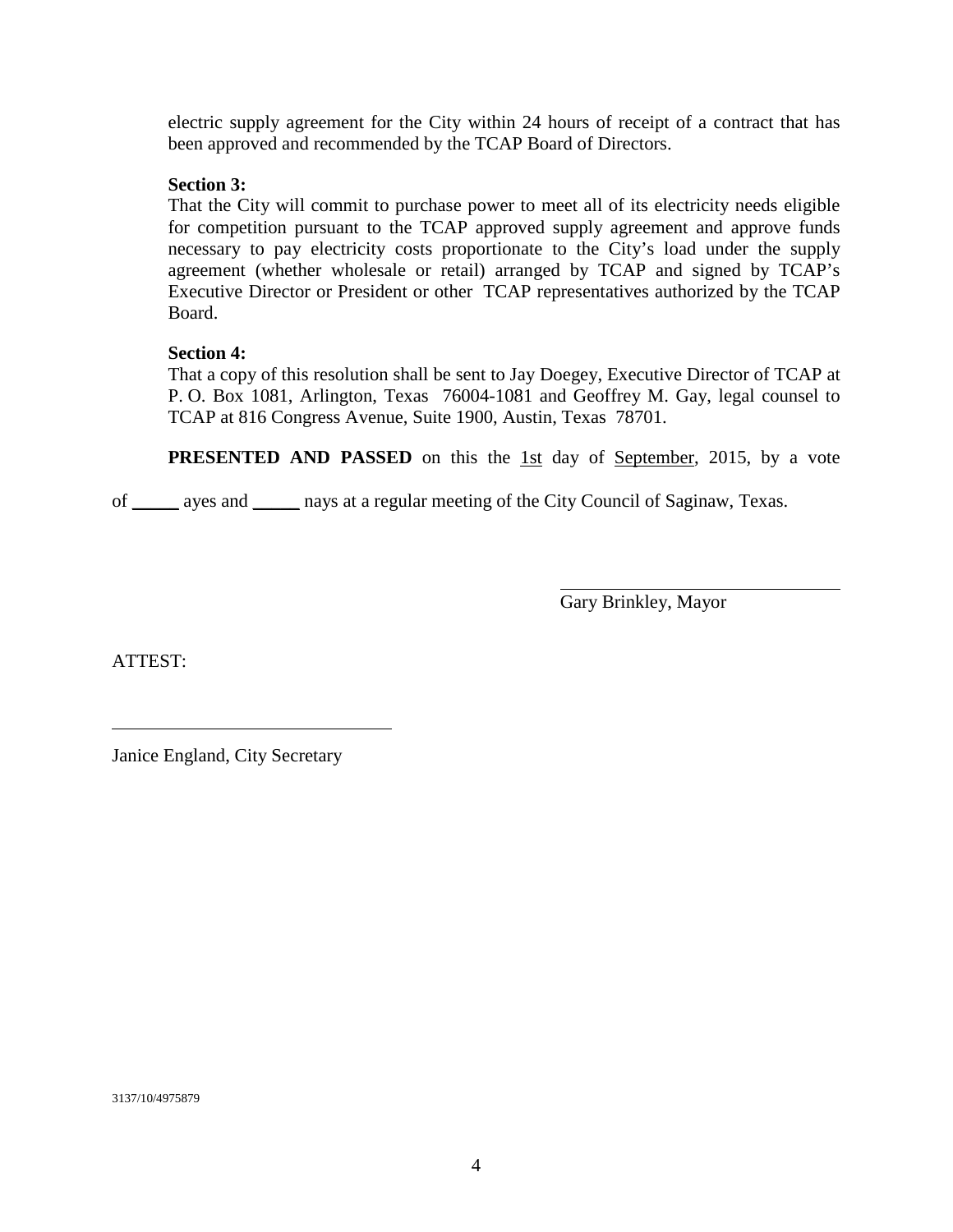electric supply agreement for the City within 24 hours of receipt of a contract that has been approved and recommended by the TCAP Board of Directors.

**Section 3:**

That the City will commit to purchase power to meet all of its electricity needs eligible for competition pursuant to the TCAP approved supply agreement and approve funds necessary to pay electricity costs proportionate to the City's load under the supply agreement (whether wholesale or retail) arranged by TCAP and signed by TCAP's Executive Director or President or other TCAP representatives authorized by the TCAP Board.

**Section 4:**

That a copy of this resolution shall be sent to Jay Doegey, Executive Director of TCAP at P. O. Box 1081, Arlington, Texas 76004-1081 and Geoffrey M. Gay, legal counsel to TCAP at 816 Congress Avenue, Suite 1900, Austin, Texas 78701.

**PRESENTED AND PASSED** on this the 1st day of September, 2015, by a vote of _____ ayes and _____ nays at a regular meeting of the City Council of Saginaw, Texas.

______________________________

Gary Brinkley, Mayor

ATTEST:

______________________________

Janice England, City Secretary

3137/10/4975879